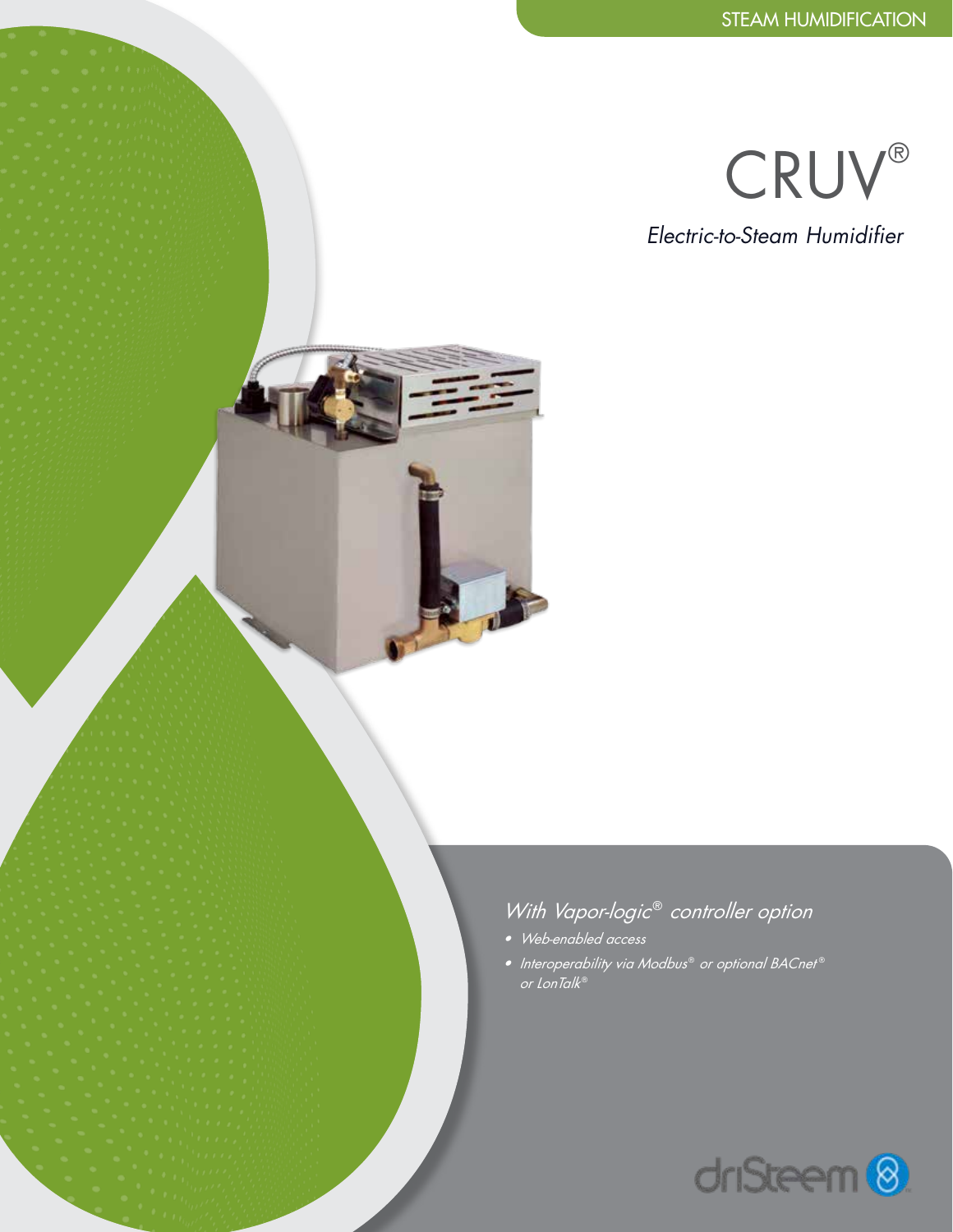STEAM HUMIDIFICATION

# CRUV®

*Electric-to-Steam Humidifier*

## *With Vapor-logic® controller option*

- *Web-enabled access*
- *Interoperability via Modbus® or optional BACnet® or LonTalk®*

driSteem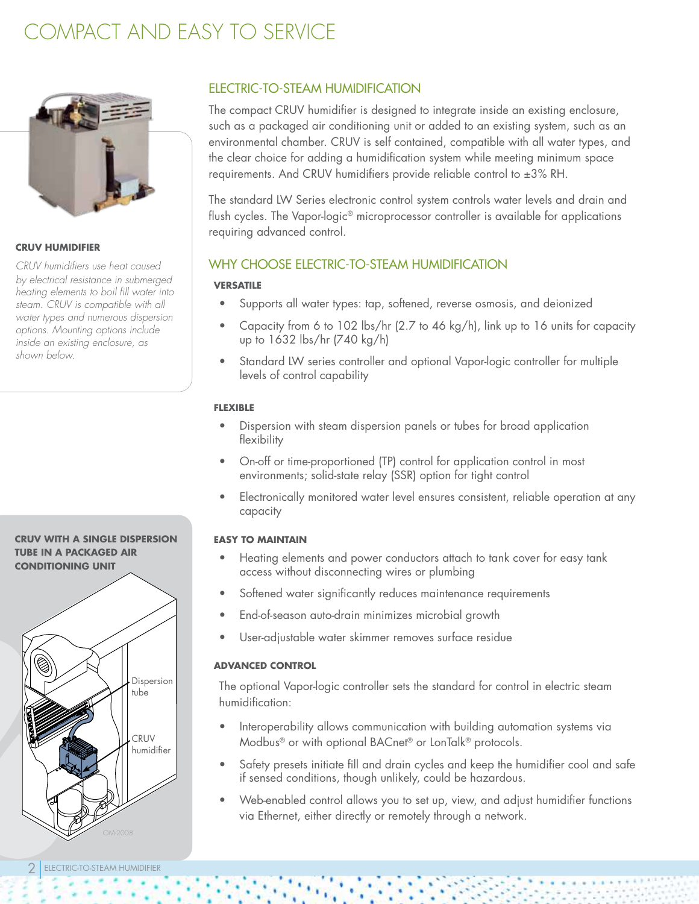# COMPACT AND EASY TO SERVICE

**CRUV HUMIDIFIER**

*CRUV humidifiers use heat caused by electrical resistance in submerged heating elements to boil fill water into steam. CRUV is compatible with all water types and numerous dispersion options. Mounting options include inside an existing enclosure, as shown below.*

## ELECTRIC-TO-STEAM HUMIDIFICATION

The compact CRUV humidifier is designed to integrate inside an existing enclosure, such as a packaged air conditioning unit or added to an existing system, such as an environmental chamber. CRUV is self contained, compatible with all water types, and the clear choice for adding a humidification system while meeting minimum space requirements. And CRUV humidifiers provide reliable control to ±3% RH.

The standard LW Series electronic control system controls water levels and drain and flush cycles. The Vapor-logic® microprocessor controller is available for applications requiring advanced control.

## WHY CHOOSE ELECTRIC-TO-STEAM HUMIDIFICATION

### VERSATILE

- Supports all water types: tap, softened, reverse osmosis, and deionized
- Capacity from 6 to 102 lbs/hr (2.7 to 46 kg/h), link up to 16 units for capacity up to 1632 lbs/hr (740 kg/h)
- Standard LW series controller and optional Vapor-logic controller for multiple levels of control capability

### FLEXIBLE

- Dispersion with steam dispersion panels or tubes for broad application flexibility
- On-off or time-proportioned (TP) control for application control in most environments; solid-state relay (SSR) option for tight control
- Electronically monitored water level ensures consistent, reliable operation at any capacity

### EASY TO MAINTAIN

- Heating elements and power conductors attach to tank cover for easy tank access without disconnecting wires or plumbing
- Softened water significantly reduces maintenance requirements
- End-of-season auto-drain minimizes microbial growth
- User-adjustable water skimmer removes surface residue

### ADVANCED CONTROL

The optional Vapor-logic controller sets the standard for control in electric steam humidification:

- Interoperability allows communication with building automation systems via Modbus® or with optional BACnet® or LonTalk® protocols.
- Safety presets initiate fill and drain cycles and keep the humidifier cool and safe if sensed conditions, though unlikely, could be hazardous.
- Web-enabled control allows you to set up, view, and adjust humidifier functions via Ethernet, either directly or remotely through a network.

**CRUV WITH A SINGLE DISPERSION TUBE IN A PACKAGED AIR CONDITIONING UNIT**

Dispersion tube

CRUV humidifier

OM-2008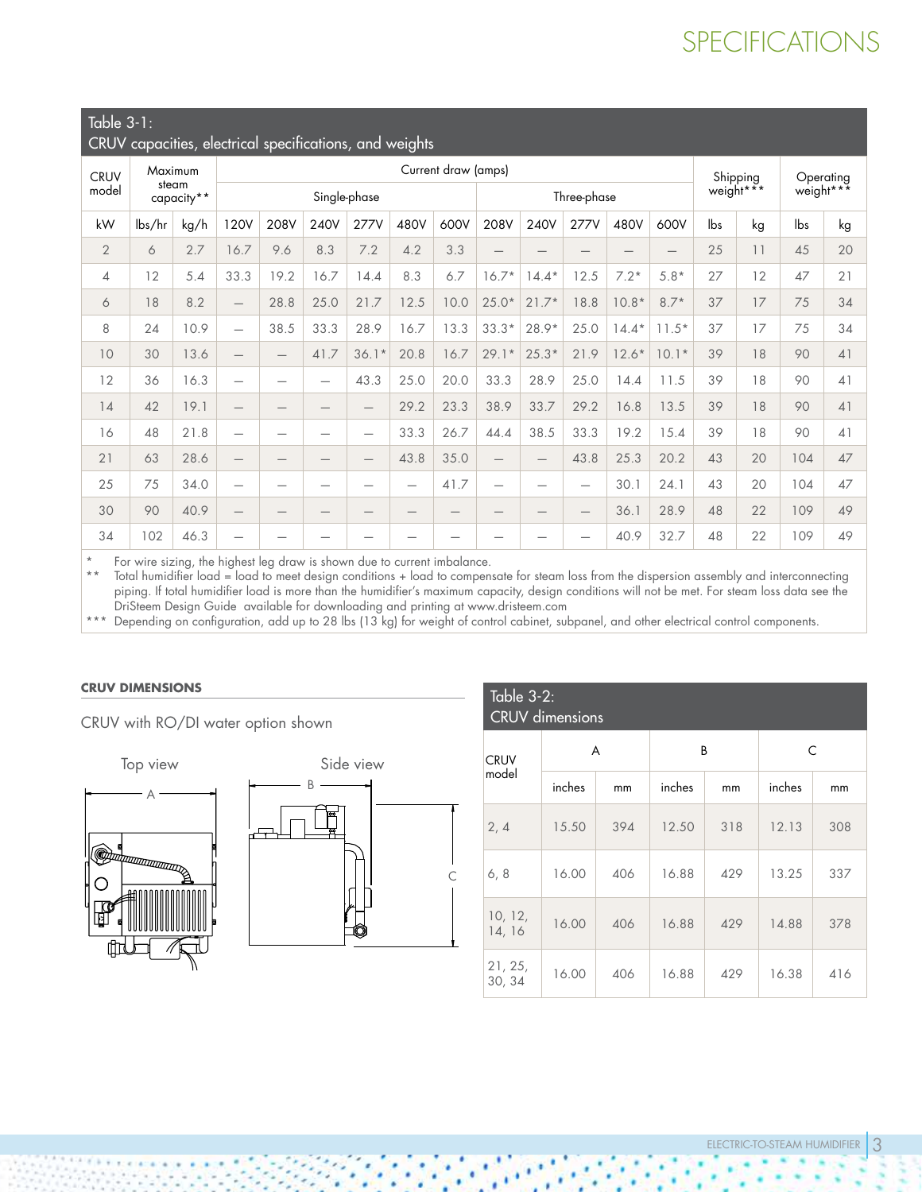# SPECIFICATIONS

Table 3-1:
CRUV capacities, electrical specifications, and weights

| CRUV model | Maximum steam capacity** | | Current draw (amps) | | | | | | | | | | | Shipping weight*** | | Operating weight*** | |
|---|---|---|---|---|---|---|---|---|---|---|---|---|---|---|---|---|---|
| | | | Single-phase | | | | | | Three-phase | | | | | | | | |
| kW | lbs/hr | kg/h | 120V | 208V | 240V | 277V | 480V | 600V | 208V | 240V | 277V | 480V | 600V | lbs | kg | lbs | kg |
| 2 | 6 | 2.7 | 16.7 | 9.6 | 8.3 | 7.2 | 4.2 | 3.3 | — | — | — | — | — | 25 | 11 | 45 | 20 |
| 4 | 12 | 5.4 | 33.3 | 19.2 | 16.7 | 14.4 | 8.3 | 6.7 | 16.7* | 14.4* | 12.5 | 7.2* | 5.8* | 27 | 12 | 47 | 21 |
| 6 | 18 | 8.2 | — | 28.8 | 25.0 | 21.7 | 12.5 | 10.0 | 25.0* | 21.7* | 18.8 | 10.8* | 8.7* | 37 | 17 | 75 | 34 |
| 8 | 24 | 10.9 | — | 38.5 | 33.3 | 28.9 | 16.7 | 13.3 | 33.3* | 28.9* | 25.0 | 14.4* | 11.5* | 37 | 17 | 75 | 34 |
| 10 | 30 | 13.6 | — | — | 41.7 | 36.1* | 20.8 | 16.7 | 29.1* | 25.3* | 21.9 | 12.6* | 10.1* | 39 | 18 | 90 | 41 |
| 12 | 36 | 16.3 | — | — | — | 43.3 | 25.0 | 20.0 | 33.3 | 28.9 | 25.0 | 14.4 | 11.5 | 39 | 18 | 90 | 41 |
| 14 | 42 | 19.1 | — | — | — | — | 29.2 | 23.3 | 38.9 | 33.7 | 29.2 | 16.8 | 13.5 | 39 | 18 | 90 | 41 |
| 16 | 48 | 21.8 | — | — | — | — | 33.3 | 26.7 | 44.4 | 38.5 | 33.3 | 19.2 | 15.4 | 39 | 18 | 90 | 41 |
| 21 | 63 | 28.6 | — | — | — | — | 43.8 | 35.0 | — | — | 43.8 | 25.3 | 20.2 | 43 | 20 | 104 | 47 |
| 25 | 75 | 34.0 | — | — | — | — | — | 41.7 | — | — | — | 30.1 | 24.1 | 43 | 20 | 104 | 47 |
| 30 | 90 | 40.9 | — | — | — | — | — | — | — | — | — | 36.1 | 28.9 | 48 | 22 | 109 | 49 |
| 34 | 102 | 46.3 | — | — | — | — | — | — | — | — | — | 40.9 | 32.7 | 48 | 22 | 109 | 49 |

\* For wire sizing, the highest leg draw is shown due to current imbalance.

** Total humidifier load = load to meet design conditions + load to compensate for steam loss from the dispersion assembly and interconnecting piping. If total humidifier load is more than the humidifier's maximum capacity, design conditions will not be met. For steam loss data see the DriSteem Design Guide available for downloading and printing at www.dristeem.com

*** Depending on configuration, add up to 28 lbs (13 kg) for weight of control cabinet, subpanel, and other electrical control components.

**CRUV DIMENSIONS**

CRUV with RO/DI water option shown

Top view

A

Side view

B

C

Table 3-2:
CRUV dimensions

| CRUV model | A | | B | | C | |
|---|---|---|---|---|---|---|
| | inches | mm | inches | mm | inches | mm |
| 2, 4 | 15.50 | 394 | 12.50 | 318 | 12.13 | 308 |
| 6, 8 | 16.00 | 406 | 16.88 | 429 | 13.25 | 337 |
| 10, 12, 14, 16 | 16.00 | 406 | 16.88 | 429 | 14.88 | 378 |
| 21, 25, 30, 34 | 16.00 | 406 | 16.88 | 429 | 16.38 | 416 |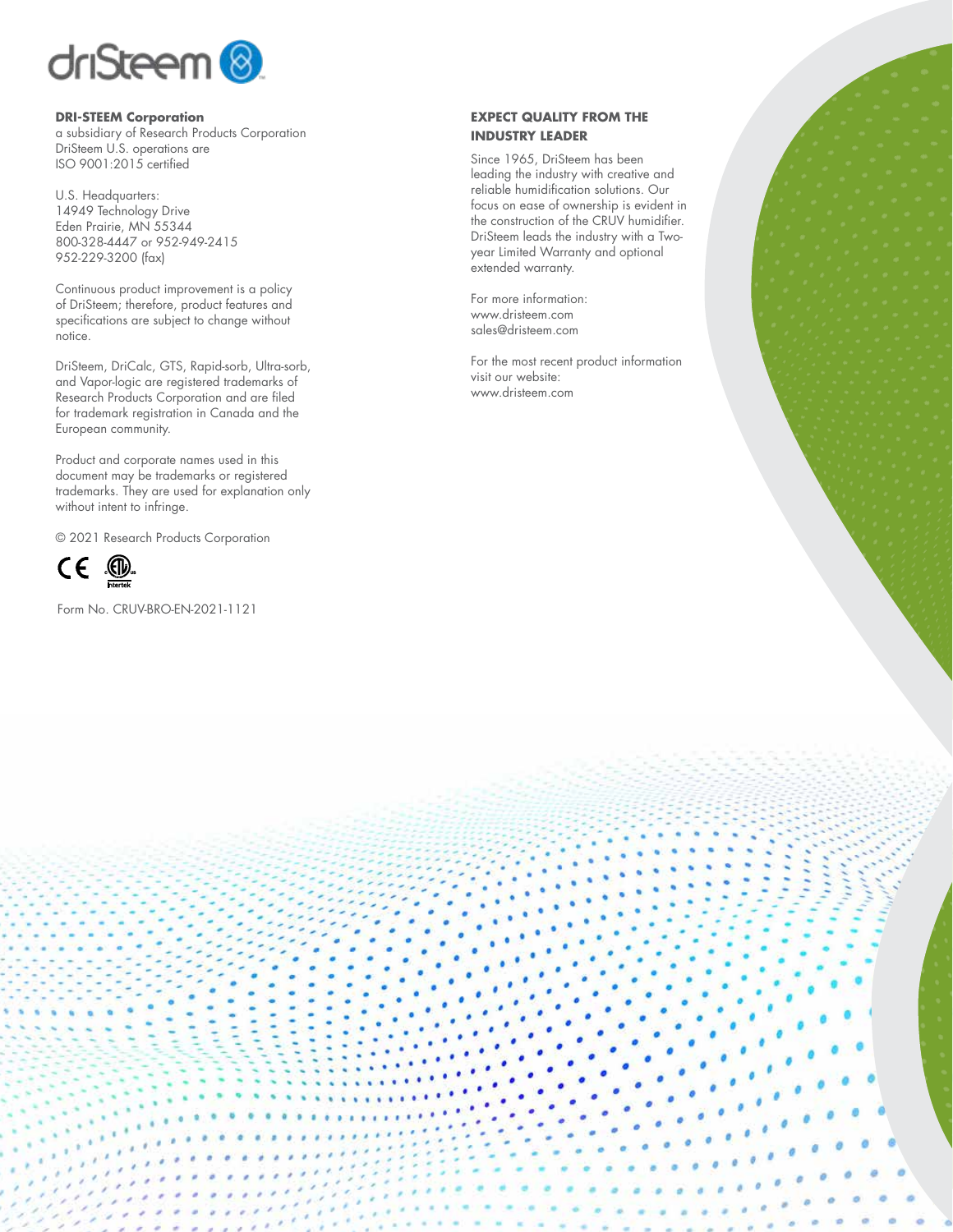**DRI-STEEM Corporation**
a subsidiary of Research Products Corporation
DriSteem U.S. operations are
ISO 9001:2015 certified

U.S. Headquarters:
14949 Technology Drive
Eden Prairie, MN 55344
800-328-4447 or 952-949-2415
952-229-3200 (fax)

Continuous product improvement is a policy of DriSteem; therefore, product features and specifications are subject to change without notice.

DriSteem, DriCalc, GTS, Rapid-sorb, Ultra-sorb, and Vapor-logic are registered trademarks of Research Products Corporation and are filed for trademark registration in Canada and the European community.

Product and corporate names used in this document may be trademarks or registered trademarks. They are used for explanation only without intent to infringe.

© 2021 Research Products Corporation

Form No. CRUV-BRO-EN-2021-1121

**EXPECT QUALITY FROM THE INDUSTRY LEADER**

Since 1965, DriSteem has been leading the industry with creative and reliable humidification solutions. Our focus on ease of ownership is evident in the construction of the CRUV humidifier. DriSteem leads the industry with a Two-year Limited Warranty and optional extended warranty.

For more information:
www.dristeem.com
sales@dristeem.com

For the most recent product information visit our website:
www.dristeem.com